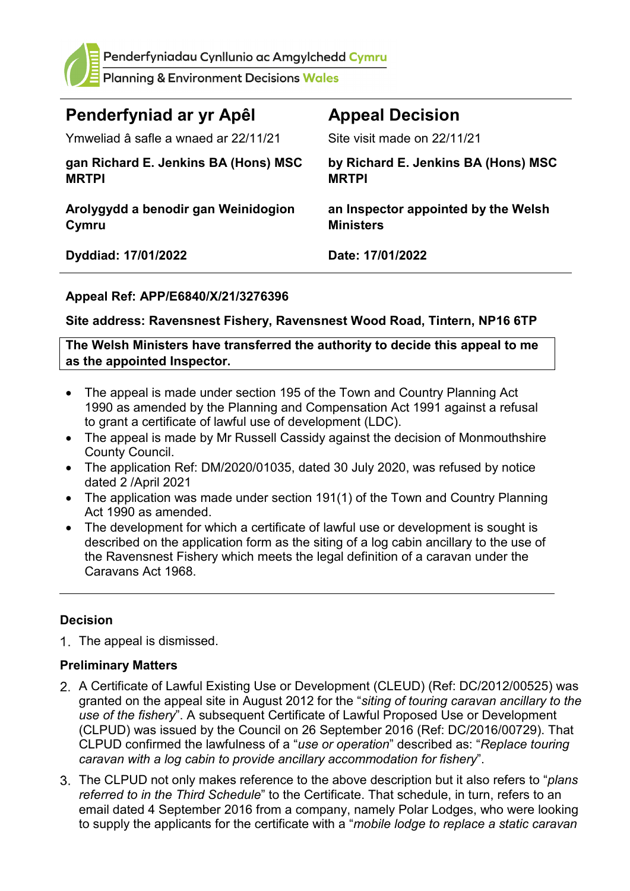Penderfyniadau Cynllunio ac Amgylchedd Cymru
Planning & Environment Decisions Wales

| **Penderfyniad ar yr Apêl** | **Appeal Decision** |
| --- | --- |
| Ymweliad â safle a wnaed ar 22/11/21 | Site visit made on 22/11/21 |
| **gan Richard E. Jenkins BA (Hons) MSC MRTPI** | **by Richard E. Jenkins BA (Hons) MSC MRTPI** |
| **Arolygydd a benodir gan Weinidogion Cymru** | **an Inspector appointed by the Welsh Ministers** |
| **Dyddiad: 17/01/2022** | **Date: 17/01/2022** |

**Appeal Ref: APP/E6840/X/21/3276396**

**Site address: Ravensnest Fishery, Ravensnest Wood Road, Tintern, NP16 6TP**

**The Welsh Ministers have transferred the authority to decide this appeal to me as the appointed Inspector.**

- The appeal is made under section 195 of the Town and Country Planning Act 1990 as amended by the Planning and Compensation Act 1991 against a refusal to grant a certificate of lawful use of development (LDC).
- The appeal is made by Mr Russell Cassidy against the decision of Monmouthshire County Council.
- The application Ref: DM/2020/01035, dated 30 July 2020, was refused by notice dated 2 /April 2021
- The application was made under section 191(1) of the Town and Country Planning Act 1990 as amended.
- The development for which a certificate of lawful use or development is sought is described on the application form as the siting of a log cabin ancillary to the use of the Ravensnest Fishery which meets the legal definition of a caravan under the Caravans Act 1968.

---

### Decision

1. The appeal is dismissed.

### Preliminary Matters

2. A Certificate of Lawful Existing Use or Development (CLEUD) (Ref: DC/2012/00525) was granted on the appeal site in August 2012 for the "*siting of touring caravan ancillary to the use of the fishery*". A subsequent Certificate of Lawful Proposed Use or Development (CLPUD) was issued by the Council on 26 September 2016 (Ref: DC/2016/00729). That CLPUD confirmed the lawfulness of a "*use or operation*" described as: "*Replace touring caravan with a log cabin to provide ancillary accommodation for fishery*".

3. The CLPUD not only makes reference to the above description but it also refers to "*plans referred to in the Third Schedule*" to the Certificate. That schedule, in turn, refers to an email dated 4 September 2016 from a company, namely Polar Lodges, who were looking to supply the applicants for the certificate with a "*mobile lodge to replace a static caravan*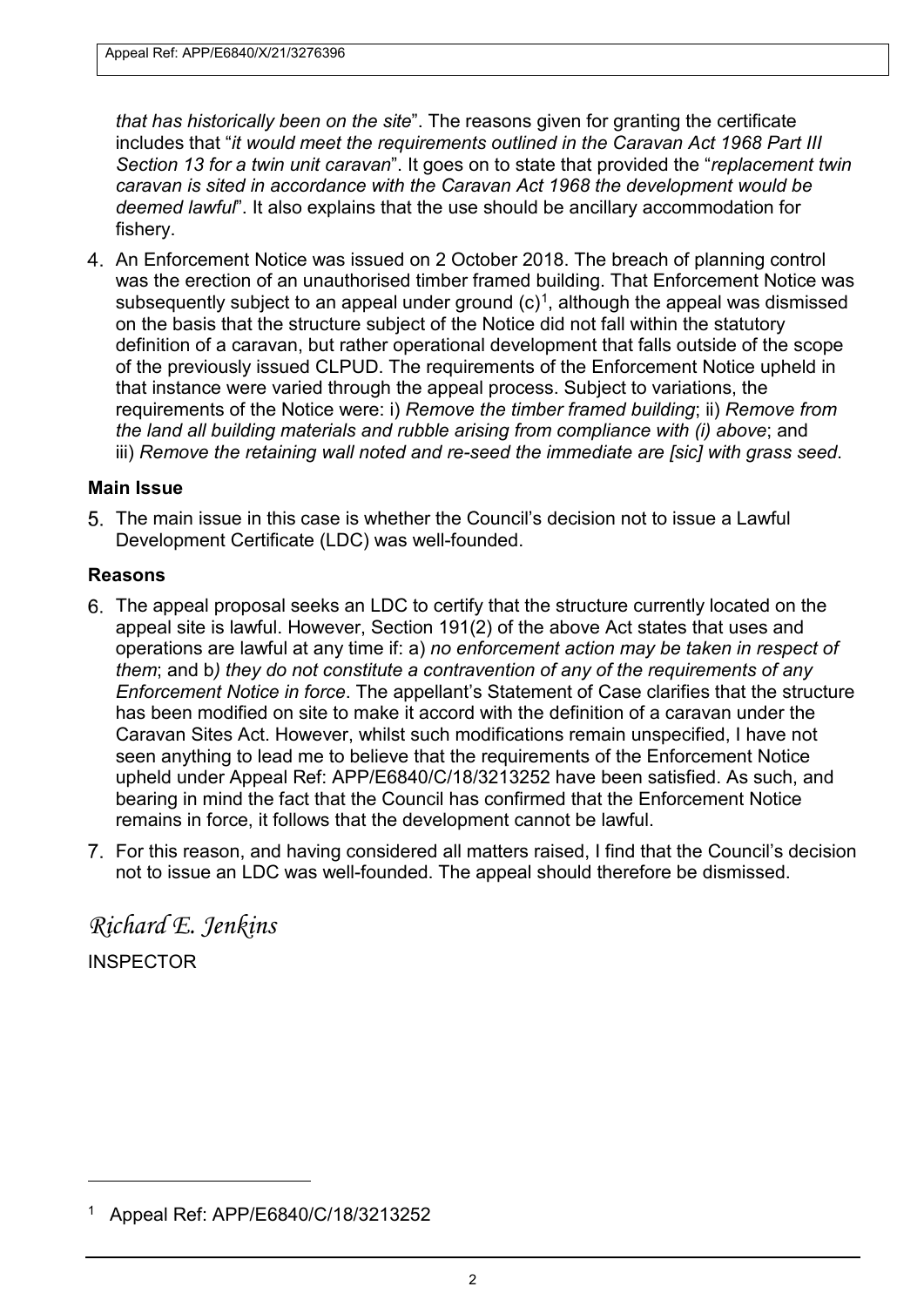*that has historically been on the site*". The reasons given for granting the certificate includes that "*it would meet the requirements outlined in the Caravan Act 1968 Part III Section 13 for a twin unit caravan*". It goes on to state that provided the "*replacement twin caravan is sited in accordance with the Caravan Act 1968 the development would be deemed lawful*". It also explains that the use should be ancillary accommodation for fishery.

4. An Enforcement Notice was issued on 2 October 2018. The breach of planning control was the erection of an unauthorised timber framed building. That Enforcement Notice was subsequently subject to an appeal under ground (c)[1], although the appeal was dismissed on the basis that the structure subject of the Notice did not fall within the statutory definition of a caravan, but rather operational development that falls outside of the scope of the previously issued CLPUD. The requirements of the Enforcement Notice upheld in that instance were varied through the appeal process. Subject to variations, the requirements of the Notice were: i) *Remove the timber framed building*; ii) *Remove from the land all building materials and rubble arising from compliance with (i) above*; and iii) *Remove the retaining wall noted and re-seed the immediate are [sic] with grass seed*.

**Main Issue**

5. The main issue in this case is whether the Council's decision not to issue a Lawful Development Certificate (LDC) was well-founded.

**Reasons**

6. The appeal proposal seeks an LDC to certify that the structure currently located on the appeal site is lawful. However, Section 191(2) of the above Act states that uses and operations are lawful at any time if: a) *no enforcement action may be taken in respect of them*; and b*) they do not constitute a contravention of any of the requirements of any Enforcement Notice in force*. The appellant's Statement of Case clarifies that the structure has been modified on site to make it accord with the definition of a caravan under the Caravan Sites Act. However, whilst such modifications remain unspecified, I have not seen anything to lead me to believe that the requirements of the Enforcement Notice upheld under Appeal Ref: APP/E6840/C/18/3213252 have been satisfied. As such, and bearing in mind the fact that the Council has confirmed that the Enforcement Notice remains in force, it follows that the development cannot be lawful.

7. For this reason, and having considered all matters raised, I find that the Council's decision not to issue an LDC was well-founded. The appeal should therefore be dismissed.

*Richard E. Jenkins*

INSPECTOR

---

[1] Appeal Ref: APP/E6840/C/18/3213252